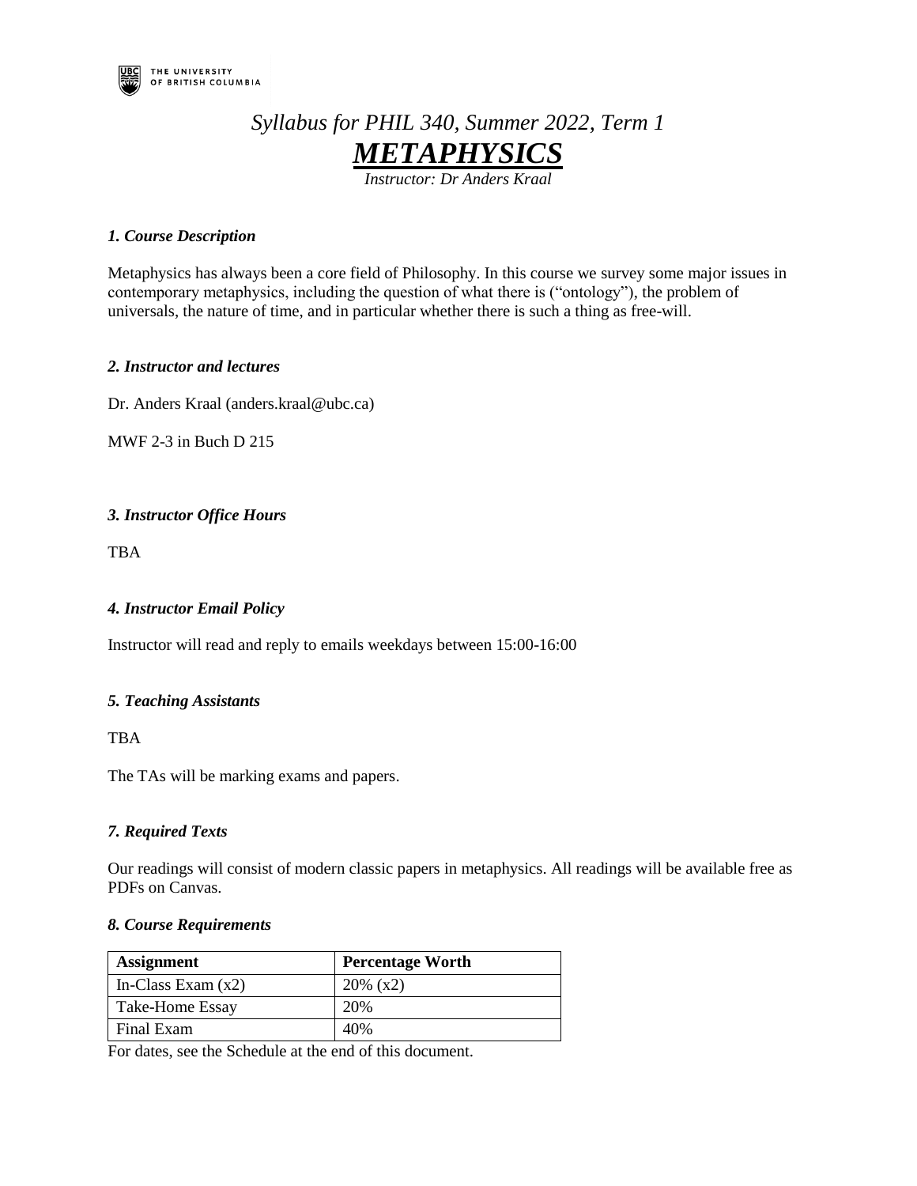THE UNIVERSITY OF BRITISH COLUMBIA

*Syllabus for PHIL 340, Summer 2022, Term 1*

# ***METAPHYSICS***

*Instructor: Dr Anders Kraal*

### *1. Course Description*

Metaphysics has always been a core field of Philosophy. In this course we survey some major issues in contemporary metaphysics, including the question of what there is ("ontology"), the problem of universals, the nature of time, and in particular whether there is such a thing as free-will.

### *2. Instructor and lectures*

Dr. Anders Kraal (anders.kraal@ubc.ca)

MWF 2-3 in Buch D 215

### *3. Instructor Office Hours*

TBA

### *4. Instructor Email Policy*

Instructor will read and reply to emails weekdays between 15:00-16:00

### *5. Teaching Assistants*

TBA

The TAs will be marking exams and papers.

### *7. Required Texts*

Our readings will consist of modern classic papers in metaphysics. All readings will be available free as PDFs on Canvas.

### *8. Course Requirements*

| **Assignment** | **Percentage Worth** |
| --- | --- |
| In-Class Exam (x2) | 20% (x2) |
| Take-Home Essay | 20% |
| Final Exam | 40% |

For dates, see the Schedule at the end of this document.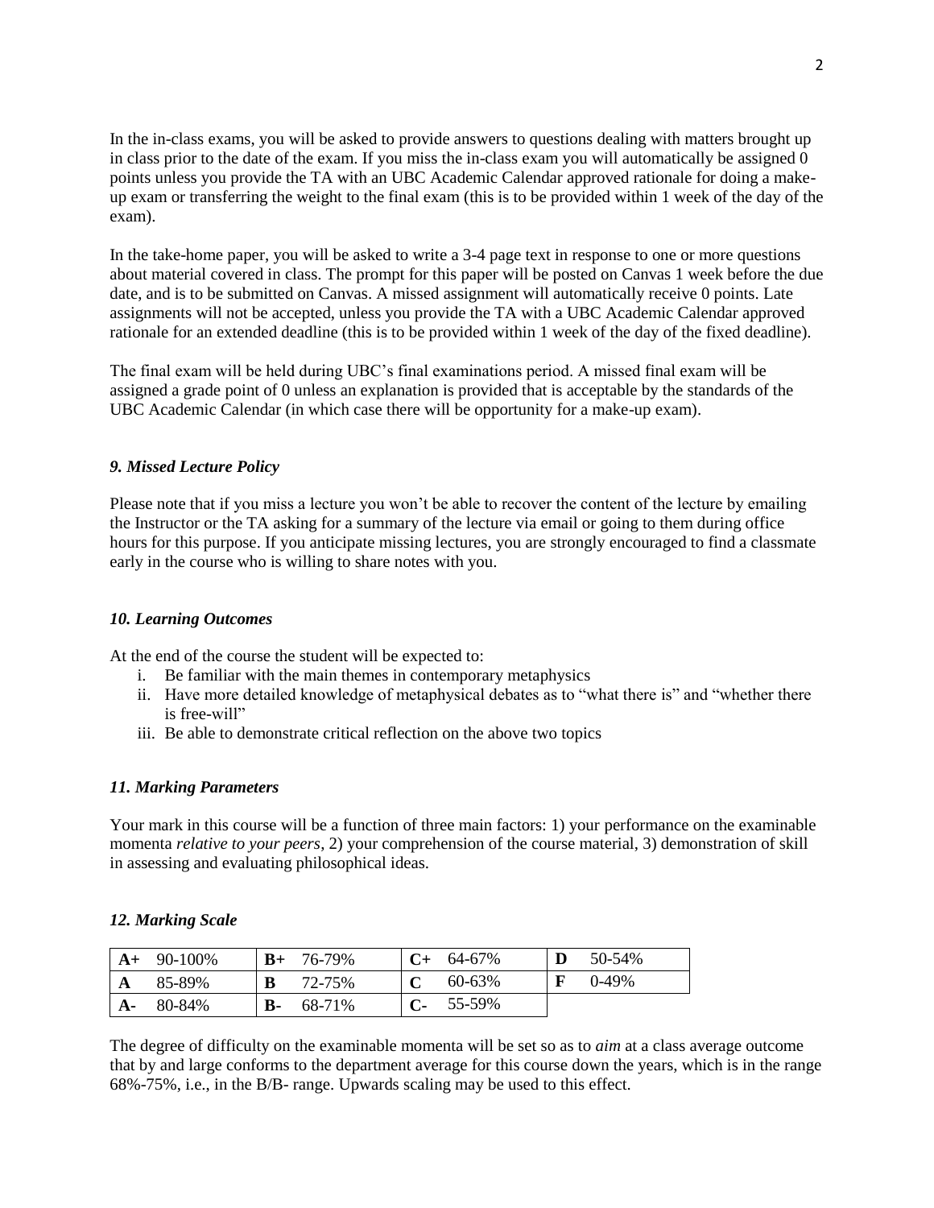In the in-class exams, you will be asked to provide answers to questions dealing with matters brought up in class prior to the date of the exam. If you miss the in-class exam you will automatically be assigned 0 points unless you provide the TA with an UBC Academic Calendar approved rationale for doing a make-up exam or transferring the weight to the final exam (this is to be provided within 1 week of the day of the exam).

In the take-home paper, you will be asked to write a 3-4 page text in response to one or more questions about material covered in class. The prompt for this paper will be posted on Canvas 1 week before the due date, and is to be submitted on Canvas. A missed assignment will automatically receive 0 points. Late assignments will not be accepted, unless you provide the TA with a UBC Academic Calendar approved rationale for an extended deadline (this is to be provided within 1 week of the day of the fixed deadline).

The final exam will be held during UBC's final examinations period. A missed final exam will be assigned a grade point of 0 unless an explanation is provided that is acceptable by the standards of the UBC Academic Calendar (in which case there will be opportunity for a make-up exam).

### *9. Missed Lecture Policy*

Please note that if you miss a lecture you won't be able to recover the content of the lecture by emailing the Instructor or the TA asking for a summary of the lecture via email or going to them during office hours for this purpose. If you anticipate missing lectures, you are strongly encouraged to find a classmate early in the course who is willing to share notes with you.

### *10. Learning Outcomes*

At the end of the course the student will be expected to:

i. Be familiar with the main themes in contemporary metaphysics
ii. Have more detailed knowledge of metaphysical debates as to "what there is" and "whether there is free-will"
iii. Be able to demonstrate critical reflection on the above two topics

### *11. Marking Parameters*

Your mark in this course will be a function of three main factors: 1) your performance on the examinable momenta *relative to your peers*, 2) your comprehension of the course material, 3) demonstration of skill in assessing and evaluating philosophical ideas.

### *12. Marking Scale*

| | | | | | | | |
|---|---|---|---|---|---|---|---|
| **A+** | 90-100% | **B+** | 76-79% | **C+** | 64-67% | **D** | 50-54% |
| **A** | 85-89% | **B** | 72-75% | **C** | 60-63% | **F** | 0-49% |
| **A-** | 80-84% | **B-** | 68-71% | **C-** | 55-59% | | |

The degree of difficulty on the examinable momenta will be set so as to *aim* at a class average outcome that by and large conforms to the department average for this course down the years, which is in the range 68%-75%, i.e., in the B/B- range. Upwards scaling may be used to this effect.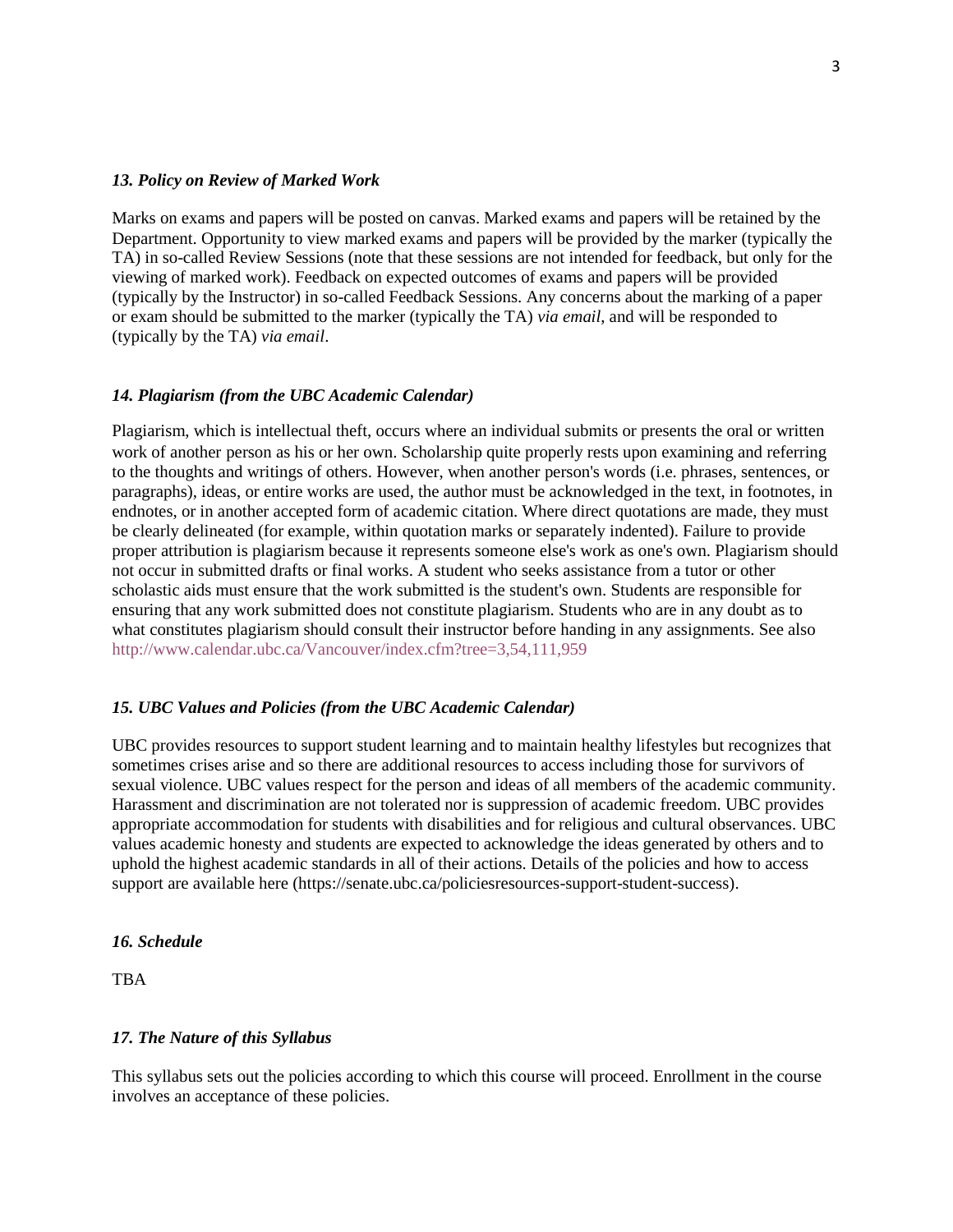### *13. Policy on Review of Marked Work*

Marks on exams and papers will be posted on canvas. Marked exams and papers will be retained by the Department. Opportunity to view marked exams and papers will be provided by the marker (typically the TA) in so-called Review Sessions (note that these sessions are not intended for feedback, but only for the viewing of marked work). Feedback on expected outcomes of exams and papers will be provided (typically by the Instructor) in so-called Feedback Sessions. Any concerns about the marking of a paper or exam should be submitted to the marker (typically the TA) *via email*, and will be responded to (typically by the TA) *via email*.

### *14. Plagiarism (from the UBC Academic Calendar)*

Plagiarism, which is intellectual theft, occurs where an individual submits or presents the oral or written work of another person as his or her own. Scholarship quite properly rests upon examining and referring to the thoughts and writings of others. However, when another person's words (i.e. phrases, sentences, or paragraphs), ideas, or entire works are used, the author must be acknowledged in the text, in footnotes, in endnotes, or in another accepted form of academic citation. Where direct quotations are made, they must be clearly delineated (for example, within quotation marks or separately indented). Failure to provide proper attribution is plagiarism because it represents someone else's work as one's own. Plagiarism should not occur in submitted drafts or final works. A student who seeks assistance from a tutor or other scholastic aids must ensure that the work submitted is the student's own. Students are responsible for ensuring that any work submitted does not constitute plagiarism. Students who are in any doubt as to what constitutes plagiarism should consult their instructor before handing in any assignments. See also http://www.calendar.ubc.ca/Vancouver/index.cfm?tree=3,54,111,959

### *15. UBC Values and Policies (from the UBC Academic Calendar)*

UBC provides resources to support student learning and to maintain healthy lifestyles but recognizes that sometimes crises arise and so there are additional resources to access including those for survivors of sexual violence. UBC values respect for the person and ideas of all members of the academic community. Harassment and discrimination are not tolerated nor is suppression of academic freedom. UBC provides appropriate accommodation for students with disabilities and for religious and cultural observances. UBC values academic honesty and students are expected to acknowledge the ideas generated by others and to uphold the highest academic standards in all of their actions. Details of the policies and how to access support are available here (https://senate.ubc.ca/policiesresources-support-student-success).

### *16. Schedule*

TBA

### *17. The Nature of this Syllabus*

This syllabus sets out the policies according to which this course will proceed. Enrollment in the course involves an acceptance of these policies.